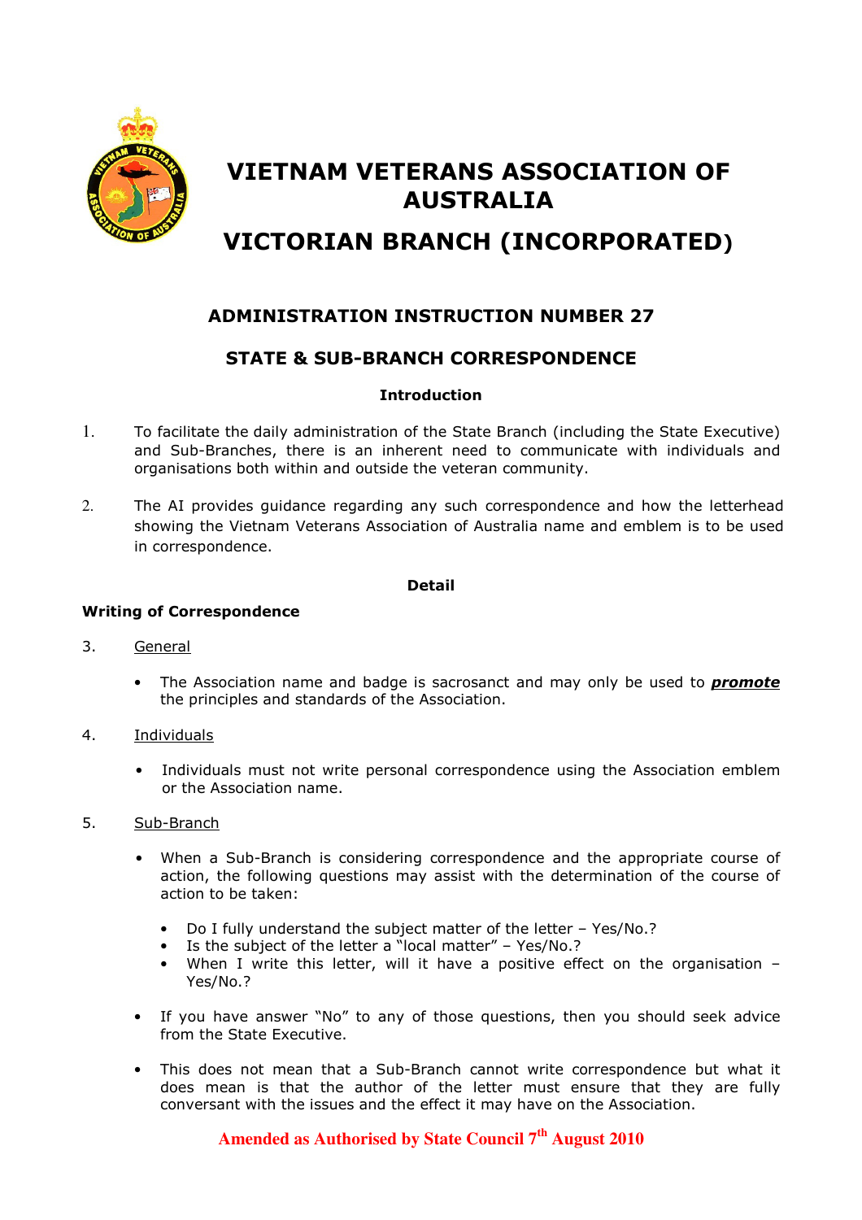# VIETNAM VETERANS ASSOCIATION OF AUSTRALIA

# VICTORIAN BRANCH (INCORPORATED)

## ADMINISTRATION INSTRUCTION NUMBER 27

## STATE & SUB-BRANCH CORRESPONDENCE

### Introduction

1. To facilitate the daily administration of the State Branch (including the State Executive) and Sub-Branches, there is an inherent need to communicate with individuals and organisations both within and outside the veteran community.

2. The AI provides guidance regarding any such correspondence and how the letterhead showing the Vietnam Veterans Association of Australia name and emblem is to be used in correspondence.

### Detail

**Writing of Correspondence**

3. General

   - The Association name and badge is sacrosanct and may only be used to ***promote*** the principles and standards of the Association.

4. Individuals

   - Individuals must not write personal correspondence using the Association emblem or the Association name.

5. Sub-Branch

   - When a Sub-Branch is considering correspondence and the appropriate course of action, the following questions may assist with the determination of the course of action to be taken:

     - Do I fully understand the subject matter of the letter – Yes/No.?
     - Is the subject of the letter a "local matter" – Yes/No.?
     - When I write this letter, will it have a positive effect on the organisation – Yes/No.?

   - If you have answer "No" to any of those questions, then you should seek advice from the State Executive.

   - This does not mean that a Sub-Branch cannot write correspondence but what it does mean is that the author of the letter must ensure that they are fully conversant with the issues and the effect it may have on the Association.

**Amended as Authorised by State Council 7th August 2010**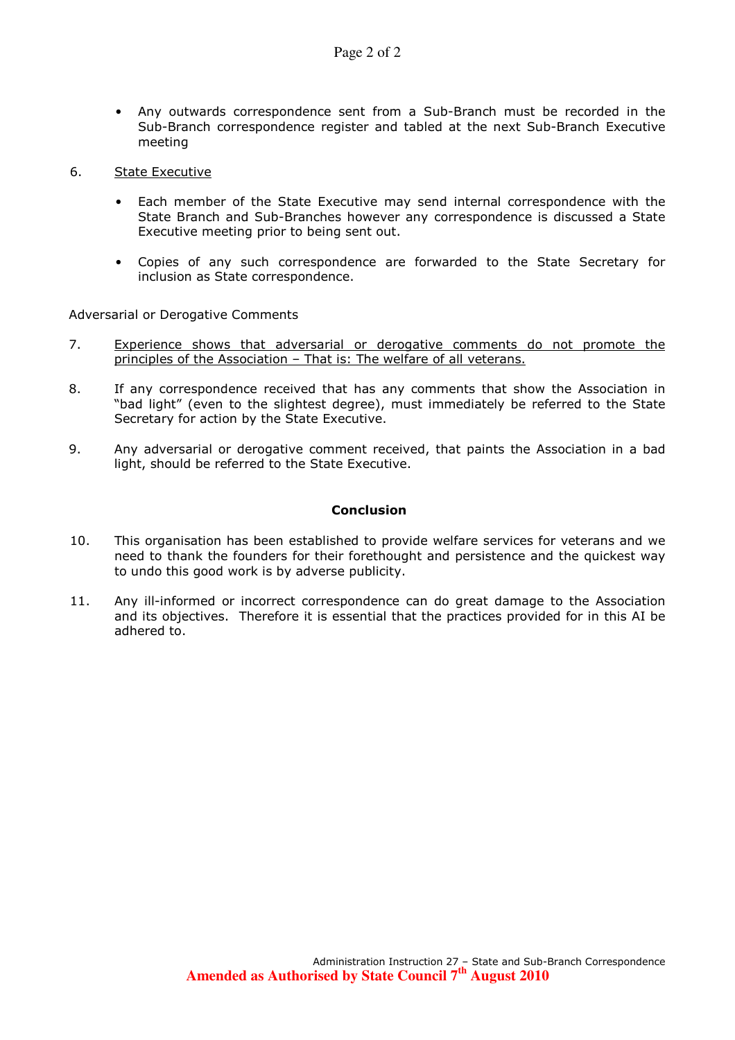- Any outwards correspondence sent from a Sub-Branch must be recorded in the Sub-Branch correspondence register and tabled at the next Sub-Branch Executive meeting

6. State Executive

   - Each member of the State Executive may send internal correspondence with the State Branch and Sub-Branches however any correspondence is discussed a State Executive meeting prior to being sent out.

   - Copies of any such correspondence are forwarded to the State Secretary for inclusion as State correspondence.

Adversarial or Derogative Comments

7. Experience shows that adversarial or derogative comments do not promote the principles of the Association – That is: The welfare of all veterans.

8. If any correspondence received that has any comments that show the Association in "bad light" (even to the slightest degree), must immediately be referred to the State Secretary for action by the State Executive.

9. Any adversarial or derogative comment received, that paints the Association in a bad light, should be referred to the State Executive.

**Conclusion**

10. This organisation has been established to provide welfare services for veterans and we need to thank the founders for their forethought and persistence and the quickest way to undo this good work is by adverse publicity.

11. Any ill-informed or incorrect correspondence can do great damage to the Association and its objectives. Therefore it is essential that the practices provided for in this AI be adhered to.

Administration Instruction 27 – State and Sub-Branch Correspondence

**Amended as Authorised by State Council 7th August 2010**